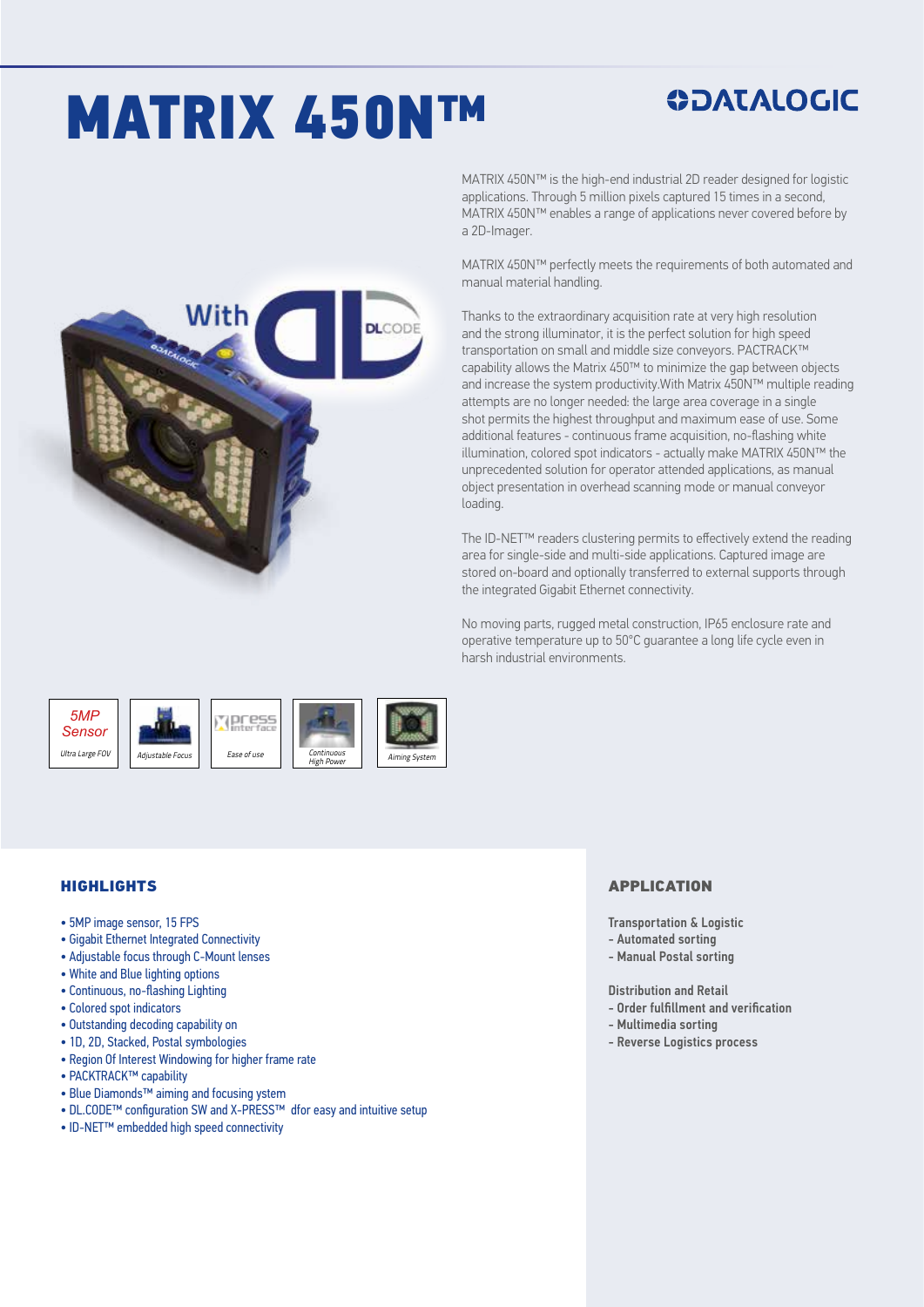# MATRIX 450N™

MATRIX 450N™ is the high-end industrial 2D reader designed for logistic applications. Through 5 million pixels captured 15 times in a second, MATRIX 450N™ enables a range of applications never covered before by a 2D-Imager.

MATRIX 450N™ perfectly meets the requirements of both automated and manual material handling.

Thanks to the extraordinary acquisition rate at very high resolution and the strong illuminator, it is the perfect solution for high speed transportation on small and middle size conveyors. PACTRACK™ capability allows the Matrix 450™ to minimize the gap between objects and increase the system productivity.With Matrix 450N™ multiple reading attempts are no longer needed: the large area coverage in a single shot permits the highest throughput and maximum ease of use. Some additional features - continuous frame acquisition, no-flashing white illumination, colored spot indicators - actually make MATRIX 450N™ the unprecedented solution for operator attended applications, as manual object presentation in overhead scanning mode or manual conveyor loading.

The ID-NET™ readers clustering permits to effectively extend the reading area for single-side and multi-side applications. Captured image are stored on-board and optionally transferred to external supports through the integrated Gigabit Ethernet connectivity.

No moving parts, rugged metal construction, IP65 enclosure rate and operative temperature up to 50°C guarantee a long life cycle even in harsh industrial environments.

5MP Sensor – Ultra Large FOV | Adjustable Focus | Ease of use | Continuous High Power | Aiming System

## HIGHLIGHTS

- 5MP image sensor, 15 FPS
- Gigabit Ethernet Integrated Connectivity
- Adjustable focus through C-Mount lenses
- White and Blue lighting options
- Continuous, no-flashing Lighting
- Colored spot indicators
- Outstanding decoding capability on
- 1D, 2D, Stacked, Postal symbologies
- Region Of Interest Windowing for higher frame rate
- PACKTRACK™ capability
- Blue Diamonds™ aiming and focusing ystem
- DL.CODE™ configuration SW and X-PRESS™ dfor easy and intuitive setup
- ID-NET™ embedded high speed connectivity

## APPLICATION

**Transportation & Logistic**
- Automated sorting
- Manual Postal sorting

**Distribution and Retail**
- Order fulfillment and verification
- Multimedia sorting
- Reverse Logistics process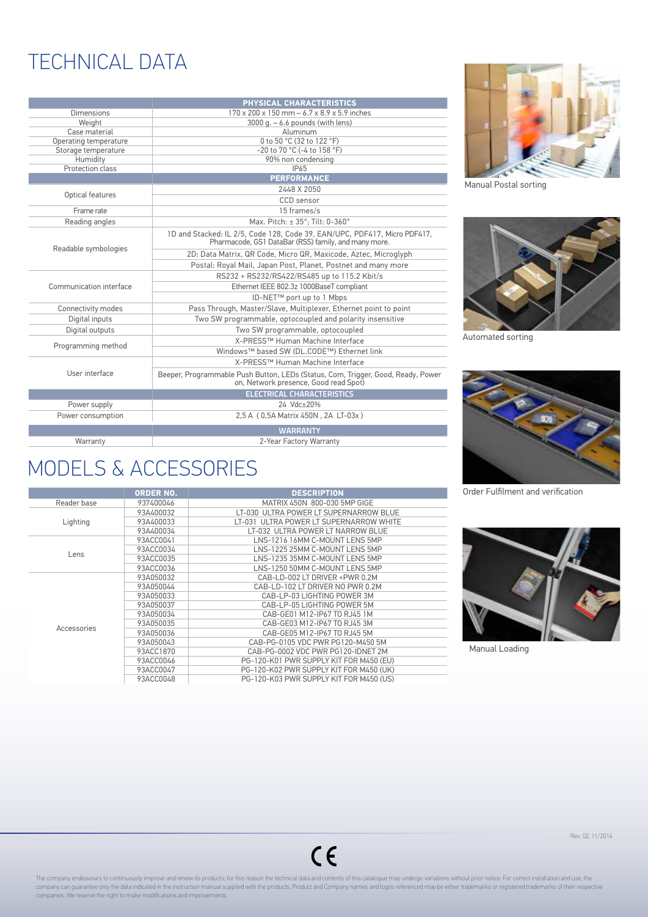# TECHNICAL DATA

| | PHYSICAL CHARACTERISTICS |
|---|---|
| Dimensions | 170 x 200 x 150 mm – 6.7 x 8.9 x 5.9 inches |
| Weight | 3000 g. – 6.6 pounds (with lens) |
| Case material | Aluminum |
| Operating temperature | 0 to 50 °C (32 to 122 °F) |
| Storage temperature | -20 to 70 °C (-4 to 158 °F) |
| Humidity | 90% non condensing |
| Protection class | IP65 |
| | **PERFORMANCE** |
| Optical features | 2448 X 2050 |
| | CCD sensor |
| Frame rate | 15 frames/s |
| Reading angles | Max. Pitch: ± 35°; Tilt: 0-360° |
| Readable symbologies | 1D and Stacked: IL 2/5, Code 128, Code 39, EAN/UPC, PDF417, Micro PDF417, Pharmacode, GS1 DataBar (RSS) family, and many more. |
| | 2D: Data Matrix, QR Code, Micro QR, Maxicode, Aztec, Microglyph |
| | Postal: Royal Mail, Japan Post, Planet, Postnet and many more |
| Communication interface | RS232 + RS232/RS422/RS485 up to 115.2 Kbit/s |
| | Ethernet IEEE 802.3z 1000BaseT compliant |
| | ID-NET™ port up to 1 Mbps |
| Connectivity modes | Pass Through, Master/Slave, Multiplexer, Ethernet point to point |
| Digital inputs | Two SW programmable, optocoupled and polarity insensitive |
| Digital outputs | Two SW programmable, optocoupled |
| Programming method | X-PRESS™ Human Machine Interface |
| | Windows™ based SW (DL.CODE™) Ethernet link |
| User interface | X-PRESS™ Human Machine Interface |
| | Beeper, Programmable Push Button, LEDs (Status, Com, Trigger, Good, Ready, Power on, Network presence, Good read Spot) |
| | **ELECTRICAL CHARACTERISTICS** |
| Power supply | 24 Vdc±20% |
| Power consumption | 2,5 A ( 0,5A Matrix 450N , 2A LT-03x ) |
| | **WARRANTY** |
| Warranty | 2-Year Factory Warranty |

# MODELS & ACCESSORIES

| | ORDER NO. | DESCRIPTION |
|---|---|---|
| Reader base | 937400046 | MATRIX 450N 800-030 5MP GIGE |
| Lighting | 93A400032 | LT-030 ULTRA POWER LT SUPERNARROW BLUE |
| | 93A400033 | LT-031 ULTRA POWER LT SUPERNARROW WHITE |
| | 93A400034 | LT-032 ULTRA POWER LT NARROW BLUE |
| Lens | 93ACC0041 | LNS-1216 16MM C-MOUNT LENS 5MP |
| | 93ACC0034 | LNS-1225 25MM C-MOUNT LENS 5MP |
| | 93ACC0035 | LNS-1235 35MM C-MOUNT LENS 5MP |
| | 93ACC0036 | LNS-1250 50MM C-MOUNT LENS 5MP |
| Accessories | 93A050032 | CAB-LD-002 LT DRIVER +PWR 0.2M |
| | 93A050044 | CAB-LD-102 LT DRIVER NO PWR 0.2M |
| | 93A050033 | CAB-LP-03 LIGHTING POWER 3M |
| | 93A050037 | CAB-LP-05 LIGHTING POWER 5M |
| | 93A050034 | CAB-GE01 M12-IP67 TO RJ45 1M |
| | 93A050035 | CAB-GE03 M12-IP67 TO RJ45 3M |
| | 93A050036 | CAB-GE05 M12-IP67 TO RJ45 5M |
| | 93A050043 | CAB-PG-0105 VDC PWR PG120-M450 5M |
| | 93ACC1870 | CAB-PG-0002 VDC PWR PG120-IDNET 2M |
| | 93ACC0046 | PG-120-K01 PWR SUPPLY KIT FOR M450 (EU) |
| | 93ACC0047 | PG-120-K02 PWR SUPPLY KIT FOR M450 (UK) |
| | 93ACC0048 | PG-120-K03 PWR SUPPLY KIT FOR M450 (US) |

Manual Postal sorting

Automated sorting

Order Fulfilment and verification

Manual Loading

Rev. 02, 11/2014

The company endeavours to continuously improve and renew its products; for this reason the technical data and contents of this catalogue may undergo variations without prior notice. For correct installation and use, the company can guarantee only the data indicated in the instruction manual supplied with the products. Product and Company names and logos referenced may be either trademarks or registered trademarks of their respective companies. We reserve the right to make modifications and improvements.